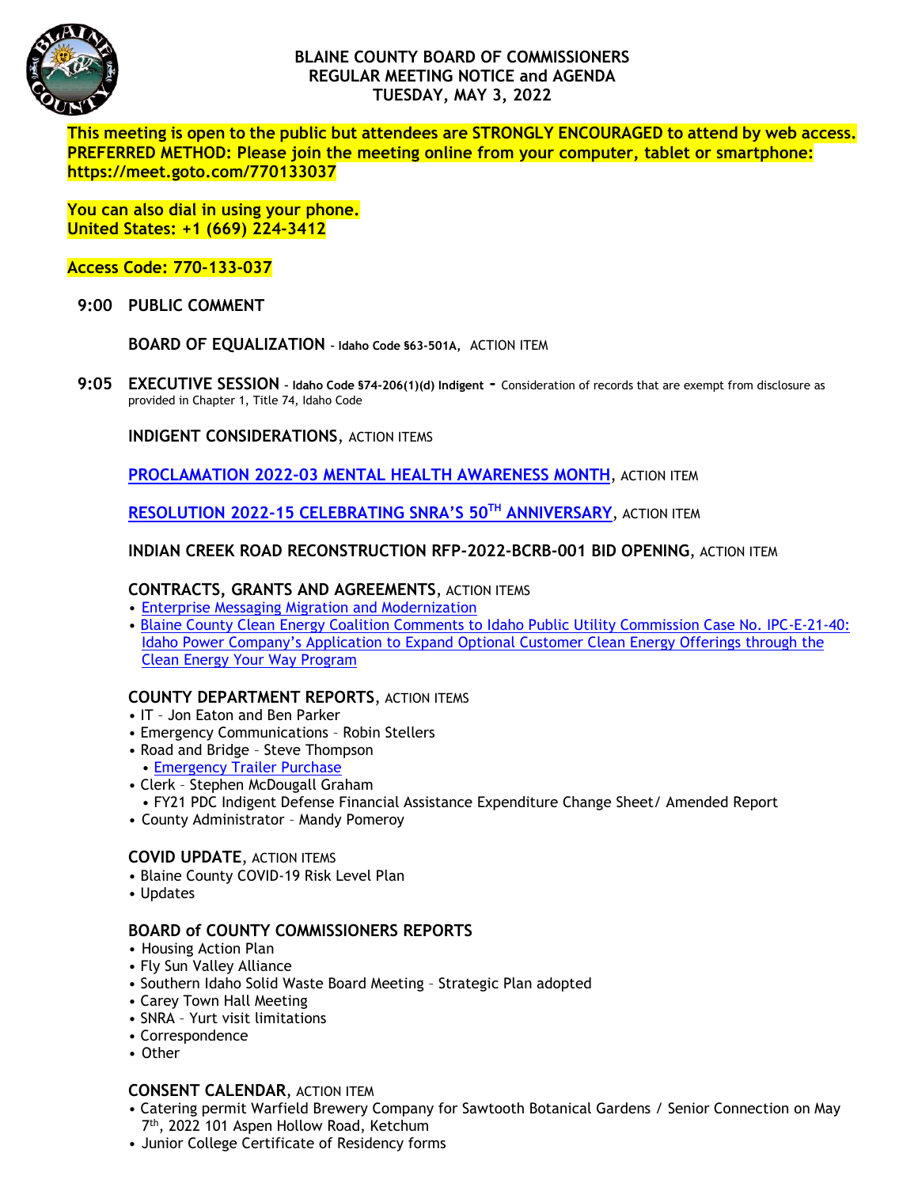# BLAINE COUNTY BOARD OF COMMISSIONERS
## REGULAR MEETING NOTICE and AGENDA
## TUESDAY, MAY 3, 2022

**This meeting is open to the public but attendees are STRONGLY ENCOURAGED to attend by web access. PREFERRED METHOD: Please join the meeting online from your computer, tablet or smartphone: https://meet.goto.com/770133037**

**You can also dial in using your phone.**
**United States: +1 (669) 224-3412**

**Access Code: 770-133-037**

**9:00 PUBLIC COMMENT**

**BOARD OF EQUALIZATION – Idaho Code §63-501A**, ACTION ITEM

**9:05 EXECUTIVE SESSION – Idaho Code §74-206(1)(d) Indigent** - Consideration of records that are exempt from disclosure as provided in Chapter 1, Title 74, Idaho Code

**INDIGENT CONSIDERATIONS**, ACTION ITEMS

**PROCLAMATION 2022-03 MENTAL HEALTH AWARENESS MONTH**, ACTION ITEM

**RESOLUTION 2022-15 CELEBRATING SNRA'S 50TH ANNIVERSARY**, ACTION ITEM

**INDIAN CREEK ROAD RECONSTRUCTION RFP-2022-BCRB-001 BID OPENING**, ACTION ITEM

**CONTRACTS, GRANTS AND AGREEMENTS**, ACTION ITEMS

- Enterprise Messaging Migration and Modernization
- Blaine County Clean Energy Coalition Comments to Idaho Public Utility Commission Case No. IPC-E-21-40: Idaho Power Company's Application to Expand Optional Customer Clean Energy Offerings through the Clean Energy Your Way Program

**COUNTY DEPARTMENT REPORTS**, ACTION ITEMS

- IT – Jon Eaton and Ben Parker
- Emergency Communications – Robin Stellers
- Road and Bridge – Steve Thompson
  - Emergency Trailer Purchase
- Clerk – Stephen McDougall Graham
  - FY21 PDC Indigent Defense Financial Assistance Expenditure Change Sheet/ Amended Report
- County Administrator – Mandy Pomeroy

**COVID UPDATE**, ACTION ITEMS

- Blaine County COVID-19 Risk Level Plan
- Updates

**BOARD of COUNTY COMMISSIONERS REPORTS**

- Housing Action Plan
- Fly Sun Valley Alliance
- Southern Idaho Solid Waste Board Meeting – Strategic Plan adopted
- Carey Town Hall Meeting
- SNRA – Yurt visit limitations
- Correspondence
- Other

**CONSENT CALENDAR**, ACTION ITEM

- Catering permit Warfield Brewery Company for Sawtooth Botanical Gardens / Senior Connection on May 7th, 2022 101 Aspen Hollow Road, Ketchum
- Junior College Certificate of Residency forms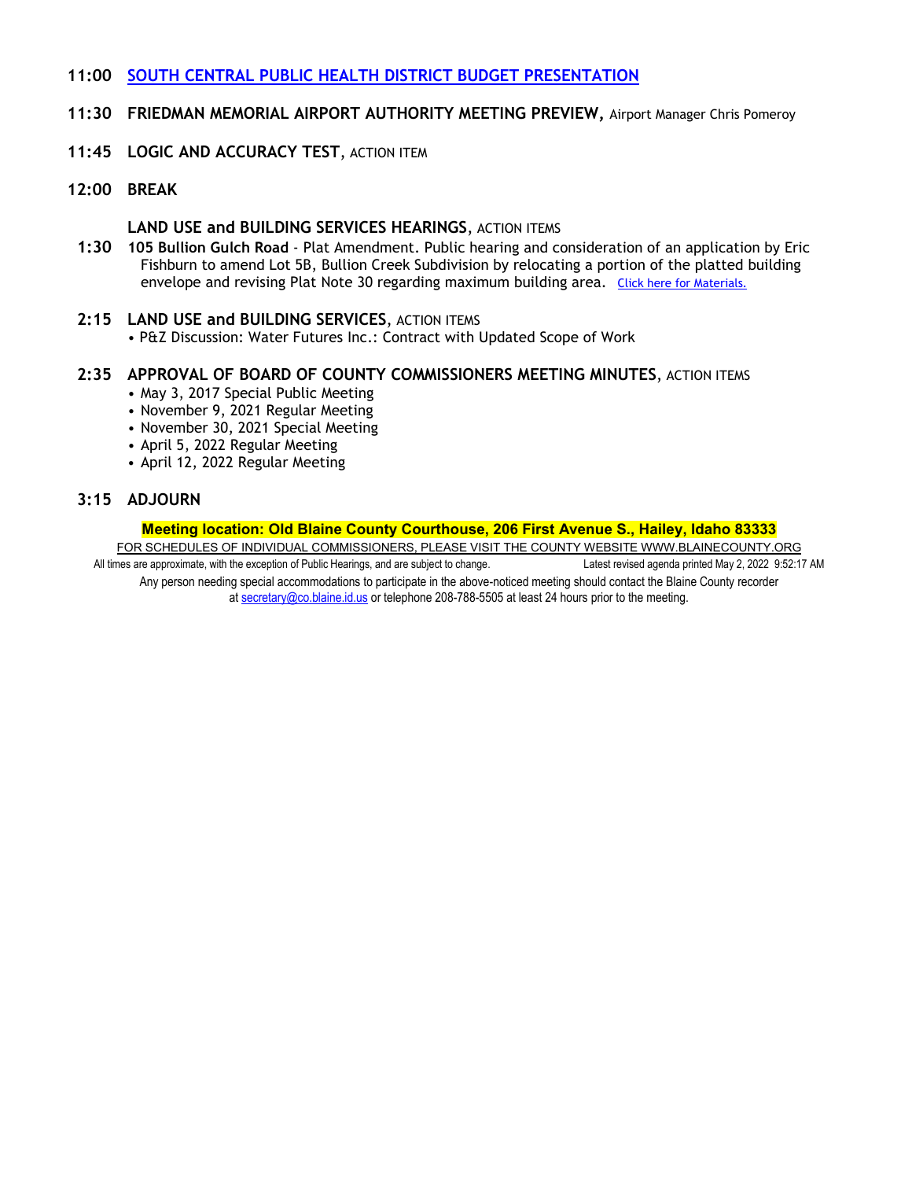**11:00** **SOUTH CENTRAL PUBLIC HEALTH DISTRICT BUDGET PRESENTATION**

**11:30** **FRIEDMAN MEMORIAL AIRPORT AUTHORITY MEETING PREVIEW,** Airport Manager Chris Pomeroy

**11:45** **LOGIC AND ACCURACY TEST**, ACTION ITEM

**12:00** **BREAK**

**LAND USE and BUILDING SERVICES HEARINGS**, ACTION ITEMS

**1:30** **105 Bullion Gulch Road** - Plat Amendment. Public hearing and consideration of an application by Eric Fishburn to amend Lot 5B, Bullion Creek Subdivision by relocating a portion of the platted building envelope and revising Plat Note 30 regarding maximum building area. Click here for Materials.

**2:15** **LAND USE and BUILDING SERVICES**, ACTION ITEMS

- P&Z Discussion: Water Futures Inc.: Contract with Updated Scope of Work

**2:35** **APPROVAL OF BOARD OF COUNTY COMMISSIONERS MEETING MINUTES**, ACTION ITEMS

- May 3, 2017 Special Public Meeting
- November 9, 2021 Regular Meeting
- November 30, 2021 Special Meeting
- April 5, 2022 Regular Meeting
- April 12, 2022 Regular Meeting

**3:15** **ADJOURN**

**Meeting location: Old Blaine County Courthouse, 206 First Avenue S., Hailey, Idaho 83333**

FOR SCHEDULES OF INDIVIDUAL COMMISSIONERS, PLEASE VISIT THE COUNTY WEBSITE WWW.BLAINECOUNTY.ORG

All times are approximate, with the exception of Public Hearings, and are subject to change. Latest revised agenda printed May 2, 2022 9:52:17 AM

Any person needing special accommodations to participate in the above-noticed meeting should contact the Blaine County recorder at secretary@co.blaine.id.us or telephone 208-788-5505 at least 24 hours prior to the meeting.